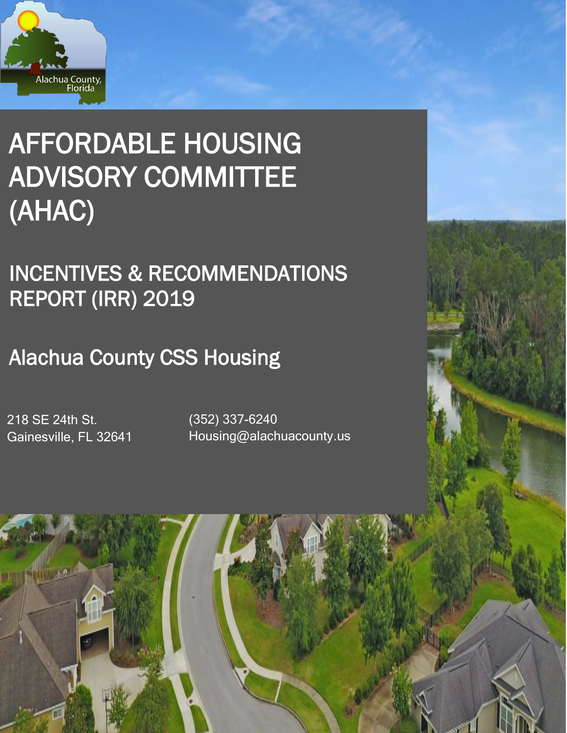Alachua County, Florida

# AFFORDABLE HOUSING ADVISORY COMMITTEE (AHAC)

## INCENTIVES & RECOMMENDATIONS REPORT (IRR) 2019

## Alachua County CSS Housing

218 SE 24th St.
Gainesville, FL 32641

(352) 337-6240
Housing@alachuacounty.us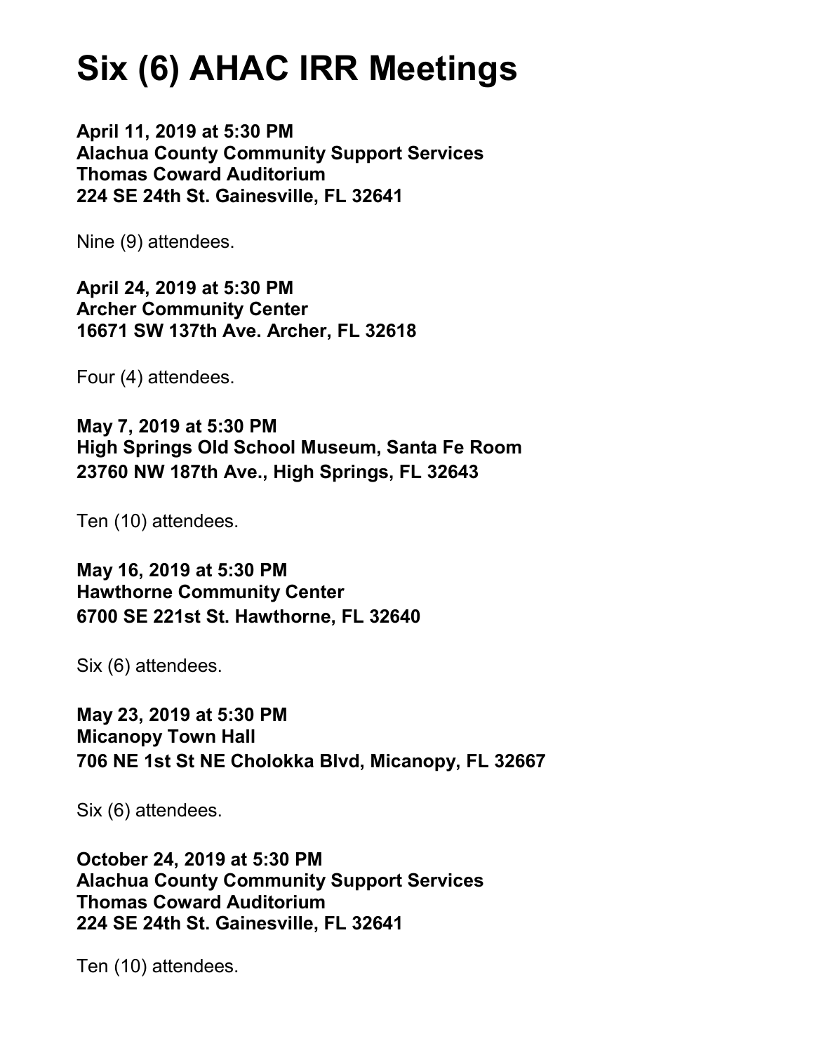# Six (6) AHAC IRR Meetings

**April 11, 2019 at 5:30 PM**
**Alachua County Community Support Services**
**Thomas Coward Auditorium**
**224 SE 24th St. Gainesville, FL 32641**

Nine (9) attendees.

**April 24, 2019 at 5:30 PM**
**Archer Community Center**
**16671 SW 137th Ave. Archer, FL 32618**

Four (4) attendees.

**May 7, 2019 at 5:30 PM**
**High Springs Old School Museum, Santa Fe Room**
**23760 NW 187th Ave., High Springs, FL 32643**

Ten (10) attendees.

**May 16, 2019 at 5:30 PM**
**Hawthorne Community Center**
**6700 SE 221st St. Hawthorne, FL 32640**

Six (6) attendees.

**May 23, 2019 at 5:30 PM**
**Micanopy Town Hall**
**706 NE 1st St NE Cholokka Blvd, Micanopy, FL 32667**

Six (6) attendees.

**October 24, 2019 at 5:30 PM**
**Alachua County Community Support Services**
**Thomas Coward Auditorium**
**224 SE 24th St. Gainesville, FL 32641**

Ten (10) attendees.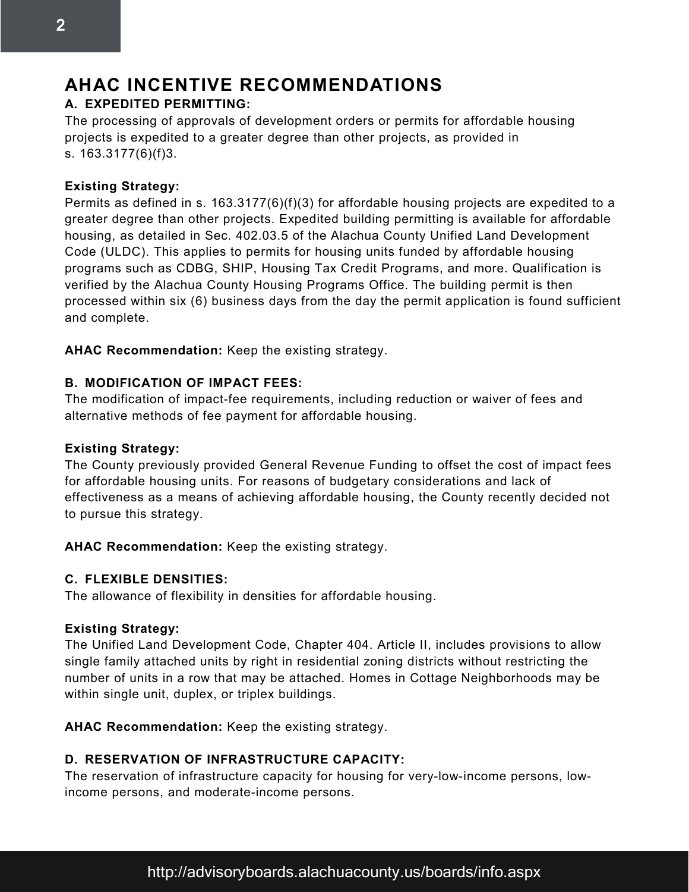## AHAC INCENTIVE RECOMMENDATIONS

### A. EXPEDITED PERMITTING:

The processing of approvals of development orders or permits for affordable housing projects is expedited to a greater degree than other projects, as provided in s. 163.3177(6)(f)3.

**Existing Strategy:**
Permits as defined in s. 163.3177(6)(f)(3) for affordable housing projects are expedited to a greater degree than other projects. Expedited building permitting is available for affordable housing, as detailed in Sec. 402.03.5 of the Alachua County Unified Land Development Code (ULDC). This applies to permits for housing units funded by affordable housing programs such as CDBG, SHIP, Housing Tax Credit Programs, and more. Qualification is verified by the Alachua County Housing Programs Office. The building permit is then processed within six (6) business days from the day the permit application is found sufficient and complete.

**AHAC Recommendation:** Keep the existing strategy.

### B. MODIFICATION OF IMPACT FEES:

The modification of impact-fee requirements, including reduction or waiver of fees and alternative methods of fee payment for affordable housing.

**Existing Strategy:**
The County previously provided General Revenue Funding to offset the cost of impact fees for affordable housing units. For reasons of budgetary considerations and lack of effectiveness as a means of achieving affordable housing, the County recently decided not to pursue this strategy.

**AHAC Recommendation:** Keep the existing strategy.

### C. FLEXIBLE DENSITIES:

The allowance of flexibility in densities for affordable housing.

**Existing Strategy:**
The Unified Land Development Code, Chapter 404. Article II, includes provisions to allow single family attached units by right in residential zoning districts without restricting the number of units in a row that may be attached. Homes in Cottage Neighborhoods may be within single unit, duplex, or triplex buildings.

**AHAC Recommendation:** Keep the existing strategy.

### D. RESERVATION OF INFRASTRUCTURE CAPACITY:

The reservation of infrastructure capacity for housing for very-low-income persons, low-income persons, and moderate-income persons.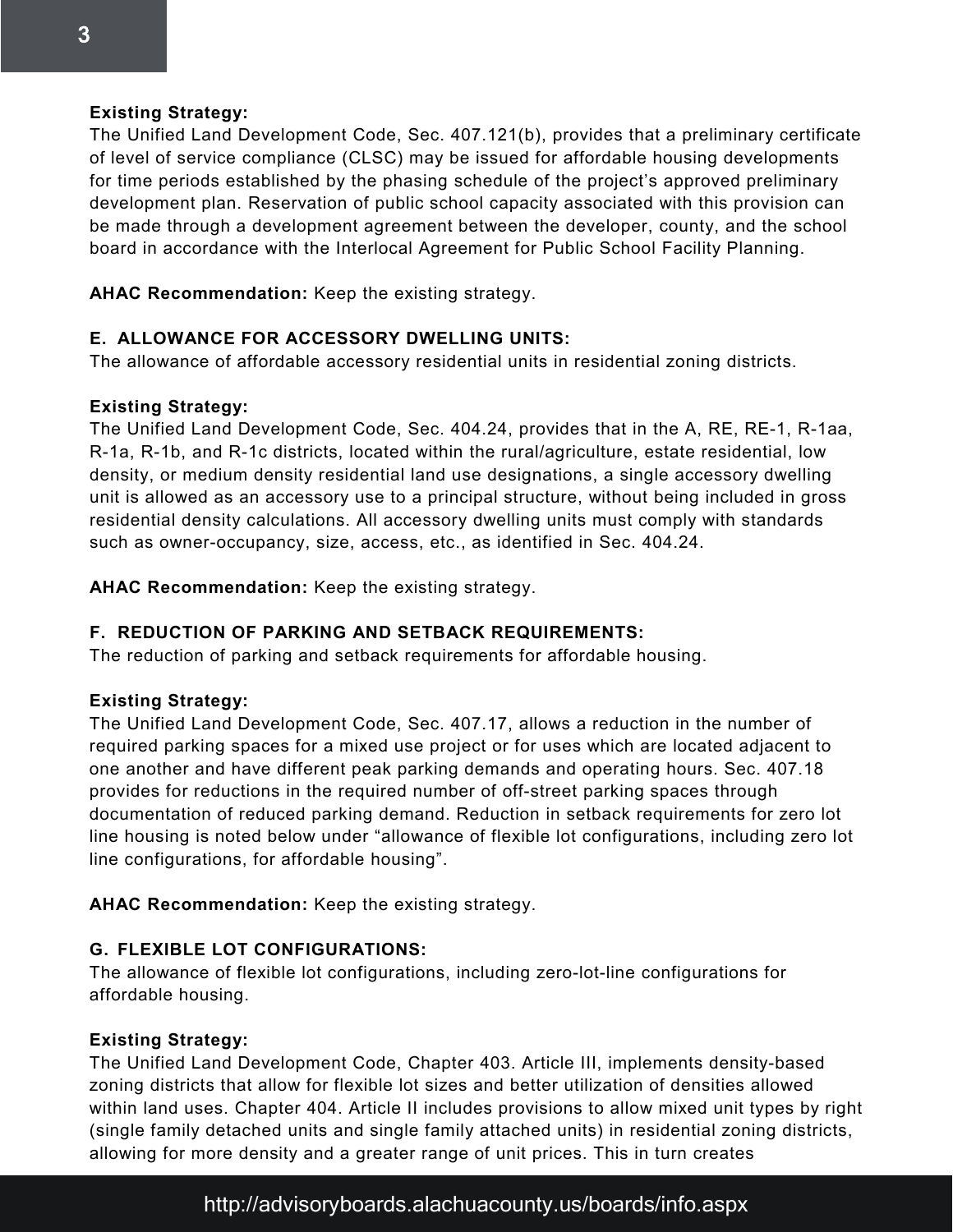**Existing Strategy:**
The Unified Land Development Code, Sec. 407.121(b), provides that a preliminary certificate of level of service compliance (CLSC) may be issued for affordable housing developments for time periods established by the phasing schedule of the project's approved preliminary development plan. Reservation of public school capacity associated with this provision can be made through a development agreement between the developer, county, and the school board in accordance with the Interlocal Agreement for Public School Facility Planning.

**AHAC Recommendation:** Keep the existing strategy.

**E. ALLOWANCE FOR ACCESSORY DWELLING UNITS:**
The allowance of affordable accessory residential units in residential zoning districts.

**Existing Strategy:**
The Unified Land Development Code, Sec. 404.24, provides that in the A, RE, RE-1, R-1aa, R-1a, R-1b, and R-1c districts, located within the rural/agriculture, estate residential, low density, or medium density residential land use designations, a single accessory dwelling unit is allowed as an accessory use to a principal structure, without being included in gross residential density calculations. All accessory dwelling units must comply with standards such as owner-occupancy, size, access, etc., as identified in Sec. 404.24.

**AHAC Recommendation:** Keep the existing strategy.

**F. REDUCTION OF PARKING AND SETBACK REQUIREMENTS:**
The reduction of parking and setback requirements for affordable housing.

**Existing Strategy:**
The Unified Land Development Code, Sec. 407.17, allows a reduction in the number of required parking spaces for a mixed use project or for uses which are located adjacent to one another and have different peak parking demands and operating hours. Sec. 407.18 provides for reductions in the required number of off-street parking spaces through documentation of reduced parking demand. Reduction in setback requirements for zero lot line housing is noted below under "allowance of flexible lot configurations, including zero lot line configurations, for affordable housing".

**AHAC Recommendation:** Keep the existing strategy.

**G. FLEXIBLE LOT CONFIGURATIONS:**
The allowance of flexible lot configurations, including zero-lot-line configurations for affordable housing.

**Existing Strategy:**
The Unified Land Development Code, Chapter 403. Article III, implements density-based zoning districts that allow for flexible lot sizes and better utilization of densities allowed within land uses. Chapter 404. Article II includes provisions to allow mixed unit types by right (single family detached units and single family attached units) in residential zoning districts, allowing for more density and a greater range of unit prices. This in turn creates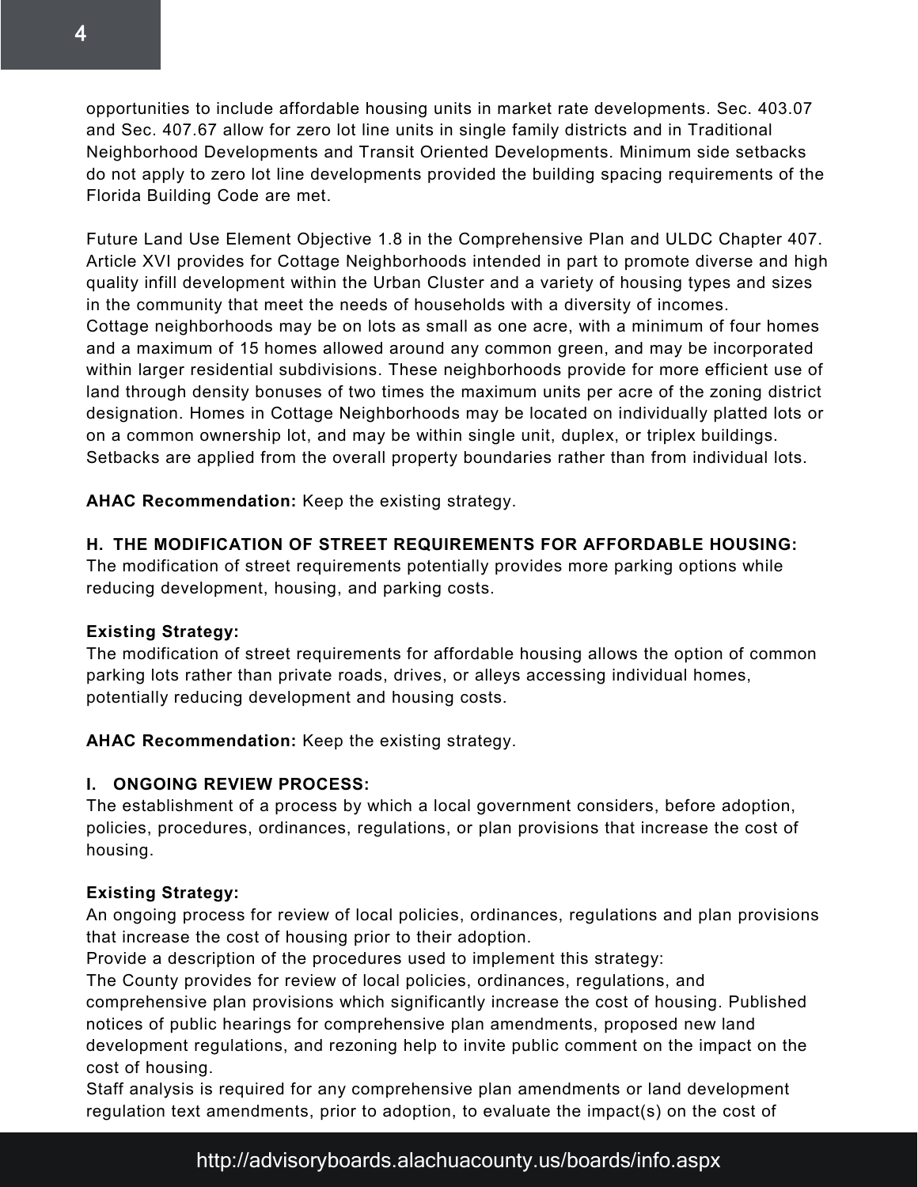opportunities to include affordable housing units in market rate developments. Sec. 403.07 and Sec. 407.67 allow for zero lot line units in single family districts and in Traditional Neighborhood Developments and Transit Oriented Developments. Minimum side setbacks do not apply to zero lot line developments provided the building spacing requirements of the Florida Building Code are met.

Future Land Use Element Objective 1.8 in the Comprehensive Plan and ULDC Chapter 407. Article XVI provides for Cottage Neighborhoods intended in part to promote diverse and high quality infill development within the Urban Cluster and a variety of housing types and sizes in the community that meet the needs of households with a diversity of incomes.
Cottage neighborhoods may be on lots as small as one acre, with a minimum of four homes and a maximum of 15 homes allowed around any common green, and may be incorporated within larger residential subdivisions. These neighborhoods provide for more efficient use of land through density bonuses of two times the maximum units per acre of the zoning district designation. Homes in Cottage Neighborhoods may be located on individually platted lots or on a common ownership lot, and may be within single unit, duplex, or triplex buildings. Setbacks are applied from the overall property boundaries rather than from individual lots.

**AHAC Recommendation:** Keep the existing strategy.

**H. THE MODIFICATION OF STREET REQUIREMENTS FOR AFFORDABLE HOUSING:**
The modification of street requirements potentially provides more parking options while reducing development, housing, and parking costs.

**Existing Strategy:**
The modification of street requirements for affordable housing allows the option of common parking lots rather than private roads, drives, or alleys accessing individual homes, potentially reducing development and housing costs.

**AHAC Recommendation:** Keep the existing strategy.

**I. ONGOING REVIEW PROCESS:**
The establishment of a process by which a local government considers, before adoption, policies, procedures, ordinances, regulations, or plan provisions that increase the cost of housing.

**Existing Strategy:**
An ongoing process for review of local policies, ordinances, regulations and plan provisions that increase the cost of housing prior to their adoption.
Provide a description of the procedures used to implement this strategy:
The County provides for review of local policies, ordinances, regulations, and comprehensive plan provisions which significantly increase the cost of housing. Published notices of public hearings for comprehensive plan amendments, proposed new land development regulations, and rezoning help to invite public comment on the impact on the cost of housing.
Staff analysis is required for any comprehensive plan amendments or land development regulation text amendments, prior to adoption, to evaluate the impact(s) on the cost of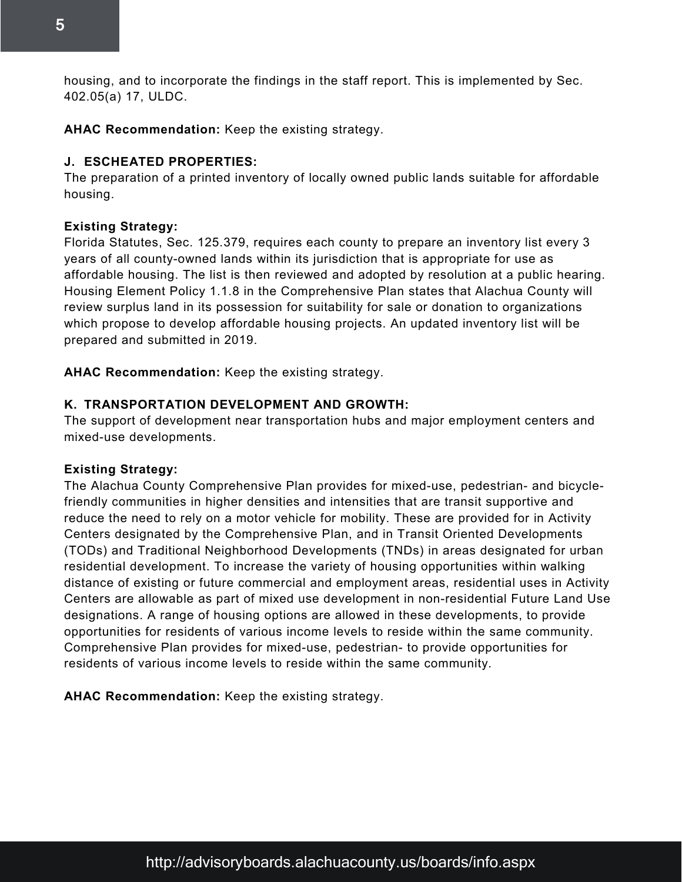housing, and to incorporate the findings in the staff report. This is implemented by Sec. 402.05(a) 17, ULDC.

**AHAC Recommendation:** Keep the existing strategy.

**J. ESCHEATED PROPERTIES:**
The preparation of a printed inventory of locally owned public lands suitable for affordable housing.

**Existing Strategy:**
Florida Statutes, Sec. 125.379, requires each county to prepare an inventory list every 3 years of all county-owned lands within its jurisdiction that is appropriate for use as affordable housing. The list is then reviewed and adopted by resolution at a public hearing. Housing Element Policy 1.1.8 in the Comprehensive Plan states that Alachua County will review surplus land in its possession for suitability for sale or donation to organizations which propose to develop affordable housing projects. An updated inventory list will be prepared and submitted in 2019.

**AHAC Recommendation:** Keep the existing strategy.

**K. TRANSPORTATION DEVELOPMENT AND GROWTH:**
The support of development near transportation hubs and major employment centers and mixed-use developments.

**Existing Strategy:**
The Alachua County Comprehensive Plan provides for mixed-use, pedestrian- and bicycle-friendly communities in higher densities and intensities that are transit supportive and reduce the need to rely on a motor vehicle for mobility. These are provided for in Activity Centers designated by the Comprehensive Plan, and in Transit Oriented Developments (TODs) and Traditional Neighborhood Developments (TNDs) in areas designated for urban residential development. To increase the variety of housing opportunities within walking distance of existing or future commercial and employment areas, residential uses in Activity Centers are allowable as part of mixed use development in non-residential Future Land Use designations. A range of housing options are allowed in these developments, to provide opportunities for residents of various income levels to reside within the same community. Comprehensive Plan provides for mixed-use, pedestrian- to provide opportunities for residents of various income levels to reside within the same community.

**AHAC Recommendation:** Keep the existing strategy.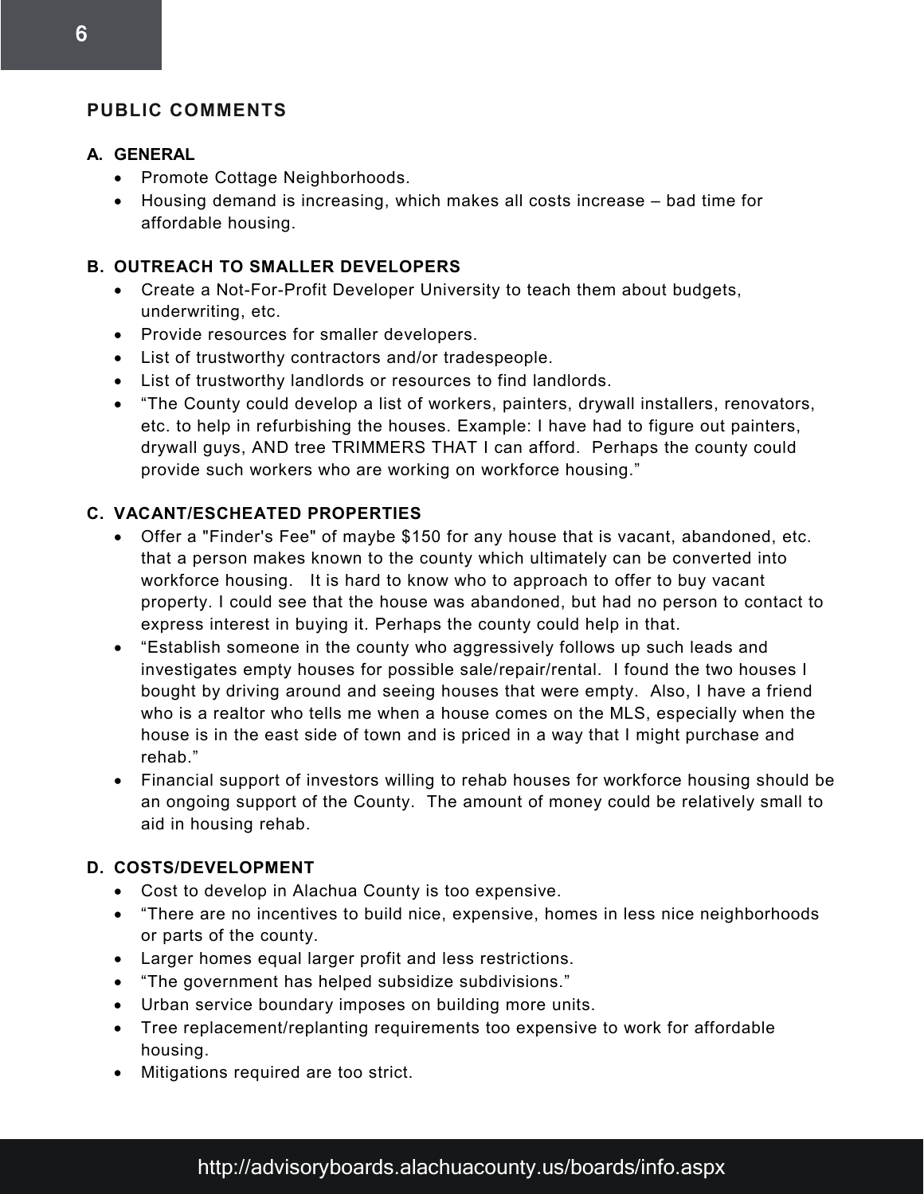## PUBLIC COMMENTS

### A. GENERAL

- Promote Cottage Neighborhoods.
- Housing demand is increasing, which makes all costs increase – bad time for affordable housing.

### B. OUTREACH TO SMALLER DEVELOPERS

- Create a Not-For-Profit Developer University to teach them about budgets, underwriting, etc.
- Provide resources for smaller developers.
- List of trustworthy contractors and/or tradespeople.
- List of trustworthy landlords or resources to find landlords.
- "The County could develop a list of workers, painters, drywall installers, renovators, etc. to help in refurbishing the houses. Example: I have had to figure out painters, drywall guys, AND tree TRIMMERS THAT I can afford. Perhaps the county could provide such workers who are working on workforce housing."

### C. VACANT/ESCHEATED PROPERTIES

- Offer a "Finder's Fee" of maybe $150 for any house that is vacant, abandoned, etc. that a person makes known to the county which ultimately can be converted into workforce housing. It is hard to know who to approach to offer to buy vacant property. I could see that the house was abandoned, but had no person to contact to express interest in buying it. Perhaps the county could help in that.
- "Establish someone in the county who aggressively follows up such leads and investigates empty houses for possible sale/repair/rental. I found the two houses I bought by driving around and seeing houses that were empty. Also, I have a friend who is a realtor who tells me when a house comes on the MLS, especially when the house is in the east side of town and is priced in a way that I might purchase and rehab."
- Financial support of investors willing to rehab houses for workforce housing should be an ongoing support of the County. The amount of money could be relatively small to aid in housing rehab.

### D. COSTS/DEVELOPMENT

- Cost to develop in Alachua County is too expensive.
- "There are no incentives to build nice, expensive, homes in less nice neighborhoods or parts of the county.
- Larger homes equal larger profit and less restrictions.
- "The government has helped subsidize subdivisions."
- Urban service boundary imposes on building more units.
- Tree replacement/replanting requirements too expensive to work for affordable housing.
- Mitigations required are too strict.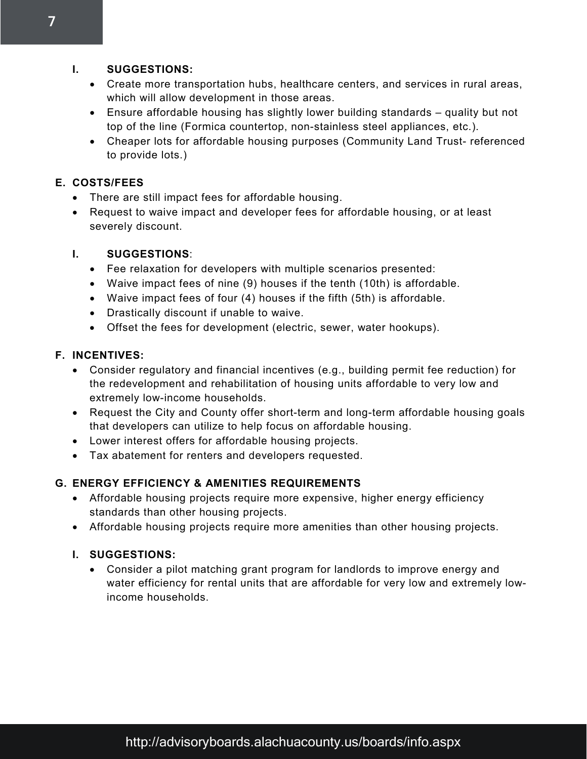**I. SUGGESTIONS:**

- Create more transportation hubs, healthcare centers, and services in rural areas, which will allow development in those areas.
- Ensure affordable housing has slightly lower building standards – quality but not top of the line (Formica countertop, non-stainless steel appliances, etc.).
- Cheaper lots for affordable housing purposes (Community Land Trust- referenced to provide lots.)

## E. COSTS/FEES

- There are still impact fees for affordable housing.
- Request to waive impact and developer fees for affordable housing, or at least severely discount.

**I. SUGGESTIONS**:

- Fee relaxation for developers with multiple scenarios presented:
- Waive impact fees of nine (9) houses if the tenth (10th) is affordable.
- Waive impact fees of four (4) houses if the fifth (5th) is affordable.
- Drastically discount if unable to waive.
- Offset the fees for development (electric, sewer, water hookups).

## F. INCENTIVES:

- Consider regulatory and financial incentives (e.g., building permit fee reduction) for the redevelopment and rehabilitation of housing units affordable to very low and extremely low-income households.
- Request the City and County offer short-term and long-term affordable housing goals that developers can utilize to help focus on affordable housing.
- Lower interest offers for affordable housing projects.
- Tax abatement for renters and developers requested.

## G. ENERGY EFFICIENCY & AMENITIES REQUIREMENTS

- Affordable housing projects require more expensive, higher energy efficiency standards than other housing projects.
- Affordable housing projects require more amenities than other housing projects.

**I. SUGGESTIONS:**

- Consider a pilot matching grant program for landlords to improve energy and water efficiency for rental units that are affordable for very low and extremely low-income households.